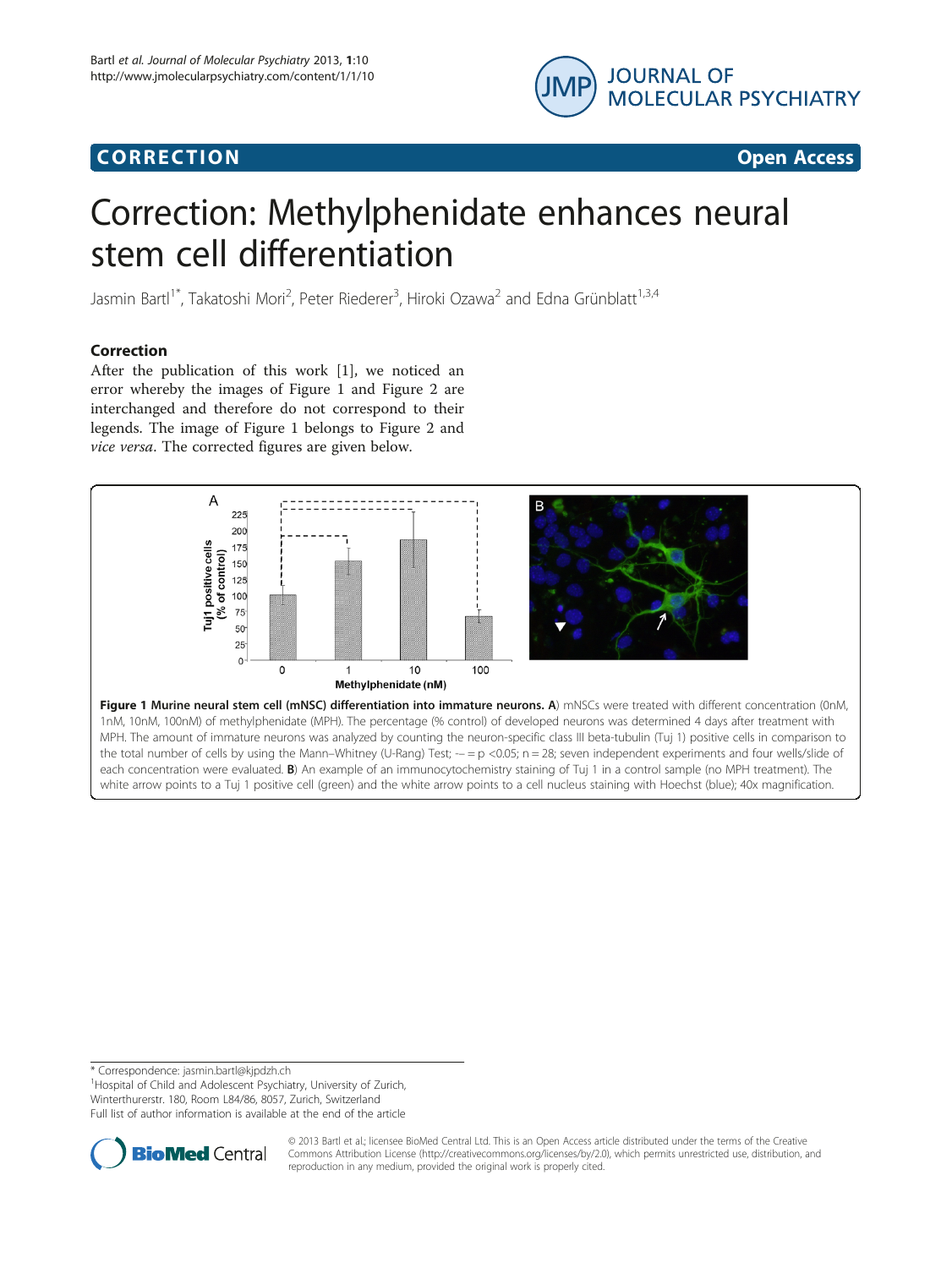**CORRECTION** **Open Access**

# Correction: Methylphenidate enhances neural stem cell differentiation

Jasmin Bartl[1*], Takatoshi Mori[2], Peter Riederer[3], Hiroki Ozawa[2] and Edna Grünblatt[1,3,4]

## Correction

After the publication of this work [1], we noticed an error whereby the images of Figure 1 and Figure 2 are interchanged and therefore do not correspond to their legends. The image of Figure 1 belongs to Figure 2 and *vice versa*. The corrected figures are given below.

**Figure 1 Murine neural stem cell (mNSC) differentiation into immature neurons. A**) mNSCs were treated with different concentration (0nM, 1nM, 10nM, 100nM) of methylphenidate (MPH). The percentage (% control) of developed neurons was determined 4 days after treatment with MPH. The amount of immature neurons was analyzed by counting the neuron-specific class III beta-tubulin (Tuj 1) positive cells in comparison to the total number of cells by using the Mann–Whitney (U-Rang) Test; -- = $p < 0.05$; n = 28; seven independent experiments and four wells/slide of each concentration were evaluated. **B**) An example of an immunocytochemistry staining of Tuj 1 in a control sample (no MPH treatment). The white arrow points to a Tuj 1 positive cell (green) and the white arrow points to a cell nucleus staining with Hoechst (blue); 40x magnification.

\* Correspondence: jasmin.bartl@kjpdzh.ch
[1]Hospital of Child and Adolescent Psychiatry, University of Zurich, Winterthurerstr. 180, Room L84/86, 8057, Zurich, Switzerland
Full list of author information is available at the end of the article

© 2013 Bartl et al.; licensee BioMed Central Ltd. This is an Open Access article distributed under the terms of the Creative Commons Attribution License (http://creativecommons.org/licenses/by/2.0), which permits unrestricted use, distribution, and reproduction in any medium, provided the original work is properly cited.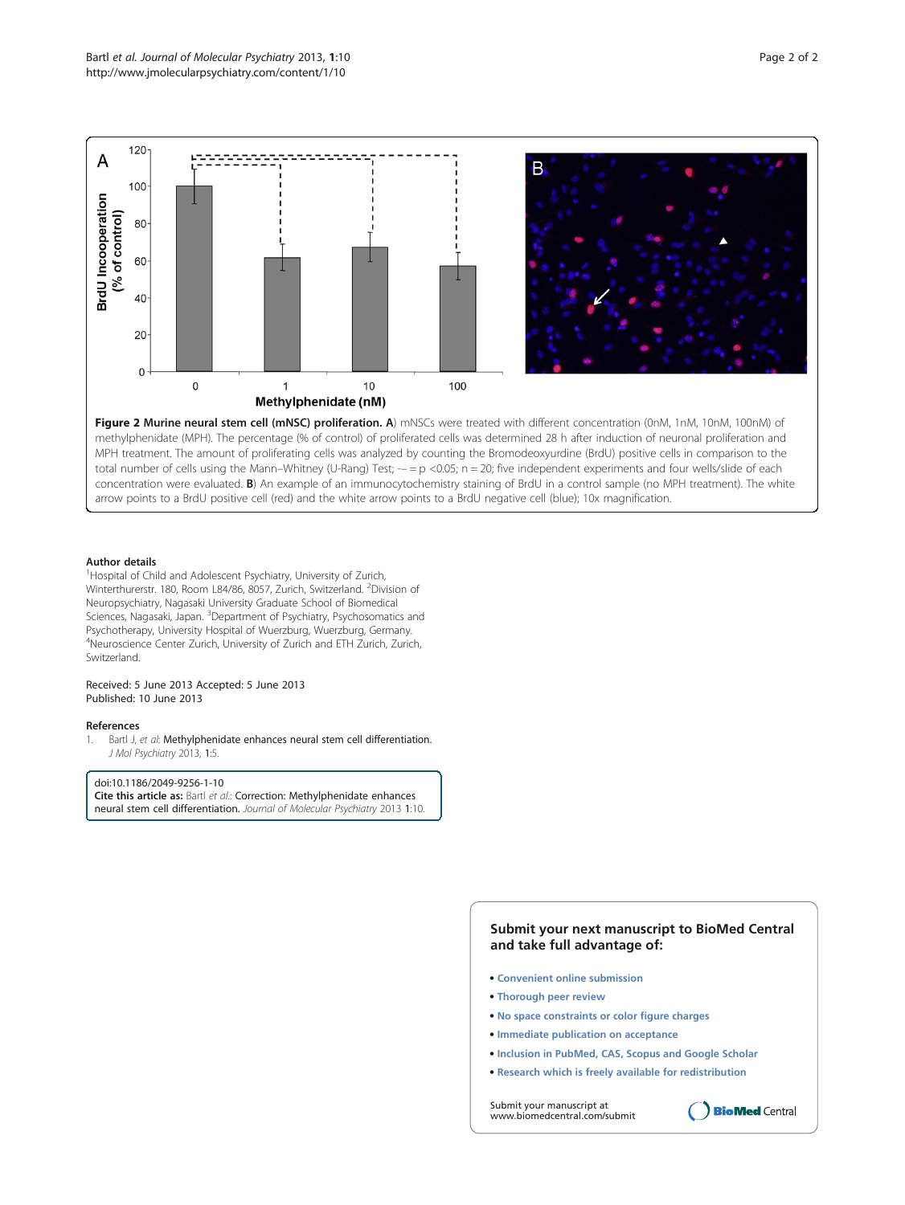A

120

100

80

60

40

20

0

BrdU Incooperation (% of control)

0 1 10 100

Methylphenidate (nM)

B

**Figure 2 Murine neural stem cell (mNSC) proliferation. A**) mNSCs were treated with different concentration (0nM, 1nM, 10nM, 100nM) of methylphenidate (MPH). The percentage (% of control) of proliferated cells was determined 28 h after induction of neuronal proliferation and MPH treatment. The amount of proliferating cells was analyzed by counting the Bromodeoxyurdine (BrdU) positive cells in comparison to the total number of cells using the Mann–Whitney (U-Rang) Test; -- = p <0.05; n = 20; five independent experiments and four wells/slide of each concentration were evaluated. **B**) An example of an immunocytochemistry staining of BrdU in a control sample (no MPH treatment). The white arrow points to a BrdU positive cell (red) and the white arrow points to a BrdU negative cell (blue); 10x magnification.

#### Author details

[1]Hospital of Child and Adolescent Psychiatry, University of Zurich, Winterthurerstr. 180, Room L84/86, 8057, Zurich, Switzerland. [2]Division of Neuropsychiatry, Nagasaki University Graduate School of Biomedical Sciences, Nagasaki, Japan. [3]Department of Psychiatry, Psychosomatics and Psychotherapy, University Hospital of Wuerzburg, Wuerzburg, Germany. [4]Neuroscience Center Zurich, University of Zurich and ETH Zurich, Zurich, Switzerland.

Received: 5 June 2013 Accepted: 5 June 2013
Published: 10 June 2013

#### References

1. Bartl J, *et al*: Methylphenidate enhances neural stem cell differentiation. *J Mol Psychiatry* 2013, **1**:5.

doi:10.1186/2049-9256-1-10
**Cite this article as:** Bartl *et al.*: Correction: Methylphenidate enhances neural stem cell differentiation. *Journal of Molecular Psychiatry* 2013 **1**:10.